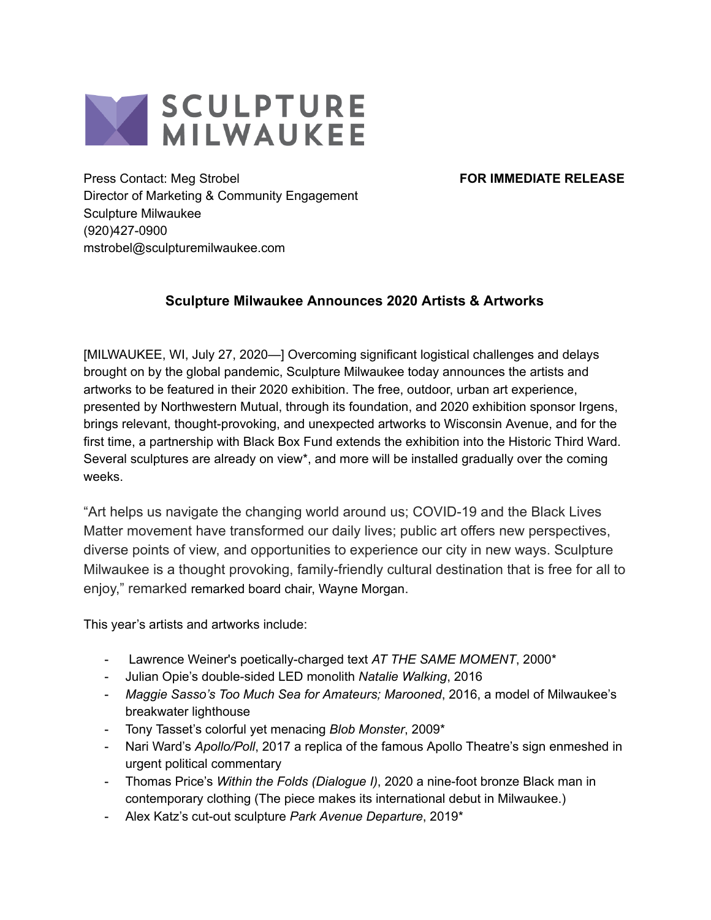# SCULPTURE MILWAUKEE

Press Contact: Meg Strobel
Director of Marketing & Community Engagement
Sculpture Milwaukee
(920)427-0900
mstrobel@sculpturemilwaukee.com

**FOR IMMEDIATE RELEASE**

## Sculpture Milwaukee Announces 2020 Artists & Artworks

[MILWAUKEE, WI, July 27, 2020—] Overcoming significant logistical challenges and delays brought on by the global pandemic, Sculpture Milwaukee today announces the artists and artworks to be featured in their 2020 exhibition. The free, outdoor, urban art experience, presented by Northwestern Mutual, through its foundation, and 2020 exhibition sponsor Irgens, brings relevant, thought-provoking, and unexpected artworks to Wisconsin Avenue, and for the first time, a partnership with Black Box Fund extends the exhibition into the Historic Third Ward. Several sculptures are already on view*, and more will be installed gradually over the coming weeks.

"Art helps us navigate the changing world around us; COVID-19 and the Black Lives Matter movement have transformed our daily lives; public art offers new perspectives, diverse points of view, and opportunities to experience our city in new ways. Sculpture Milwaukee is a thought provoking, family-friendly cultural destination that is free for all to enjoy," remarked remarked board chair, Wayne Morgan.

This year's artists and artworks include:

- Lawrence Weiner's poetically-charged text *AT THE SAME MOMENT*, 2000*
- Julian Opie's double-sided LED monolith *Natalie Walking*, 2016
- *Maggie Sasso's Too Much Sea for Amateurs; Marooned*, 2016, a model of Milwaukee's breakwater lighthouse
- Tony Tasset's colorful yet menacing *Blob Monster*, 2009*
- Nari Ward's *Apollo/Poll*, 2017 a replica of the famous Apollo Theatre's sign enmeshed in urgent political commentary
- Thomas Price's *Within the Folds (Dialogue I)*, 2020 a nine-foot bronze Black man in contemporary clothing (The piece makes its international debut in Milwaukee.)
- Alex Katz's cut-out sculpture *Park Avenue Departure*, 2019*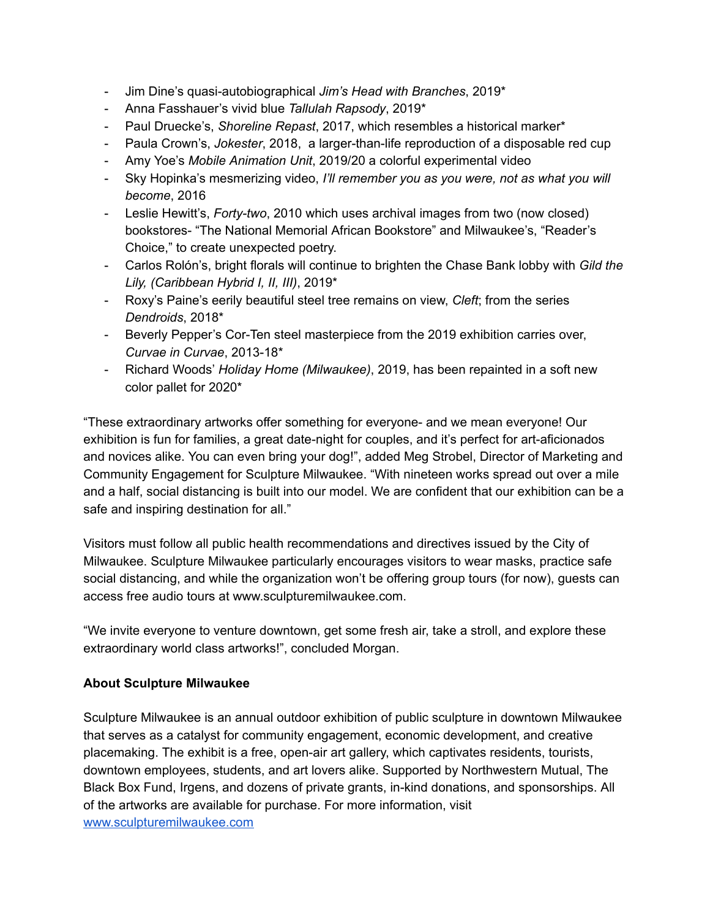- Jim Dine's quasi-autobiographical *Jim's Head with Branches*, 2019*
- Anna Fasshauer's vivid blue *Tallulah Rapsody*, 2019*
- Paul Druecke's, *Shoreline Repast*, 2017, which resembles a historical marker*
- Paula Crown's, *Jokester*, 2018, a larger-than-life reproduction of a disposable red cup
- Amy Yoe's *Mobile Animation Unit*, 2019/20 a colorful experimental video
- Sky Hopinka's mesmerizing video, *I'll remember you as you were, not as what you will become*, 2016
- Leslie Hewitt's, *Forty-two*, 2010 which uses archival images from two (now closed) bookstores- "The National Memorial African Bookstore" and Milwaukee's, "Reader's Choice," to create unexpected poetry.
- Carlos Rolón's, bright florals will continue to brighten the Chase Bank lobby with *Gild the Lily, (Caribbean Hybrid I, II, III)*, 2019*
- Roxy's Paine's eerily beautiful steel tree remains on view, *Cleft*; from the series *Dendroids*, 2018*
- Beverly Pepper's Cor-Ten steel masterpiece from the 2019 exhibition carries over, *Curvae in Curvae*, 2013-18*
- Richard Woods' *Holiday Home (Milwaukee)*, 2019, has been repainted in a soft new color pallet for 2020*

"These extraordinary artworks offer something for everyone- and we mean everyone! Our exhibition is fun for families, a great date-night for couples, and it's perfect for art-aficionados and novices alike. You can even bring your dog!", added Meg Strobel, Director of Marketing and Community Engagement for Sculpture Milwaukee. "With nineteen works spread out over a mile and a half, social distancing is built into our model. We are confident that our exhibition can be a safe and inspiring destination for all."

Visitors must follow all public health recommendations and directives issued by the City of Milwaukee. Sculpture Milwaukee particularly encourages visitors to wear masks, practice safe social distancing, and while the organization won't be offering group tours (for now), guests can access free audio tours at www.sculpturemilwaukee.com.

"We invite everyone to venture downtown, get some fresh air, take a stroll, and explore these extraordinary world class artworks!", concluded Morgan.

**About Sculpture Milwaukee**

Sculpture Milwaukee is an annual outdoor exhibition of public sculpture in downtown Milwaukee that serves as a catalyst for community engagement, economic development, and creative placemaking. The exhibit is a free, open-air art gallery, which captivates residents, tourists, downtown employees, students, and art lovers alike. Supported by Northwestern Mutual, The Black Box Fund, Irgens, and dozens of private grants, in-kind donations, and sponsorships. All of the artworks are available for purchase. For more information, visit [www.sculpturemilwaukee.com](www.sculpturemilwaukee.com)